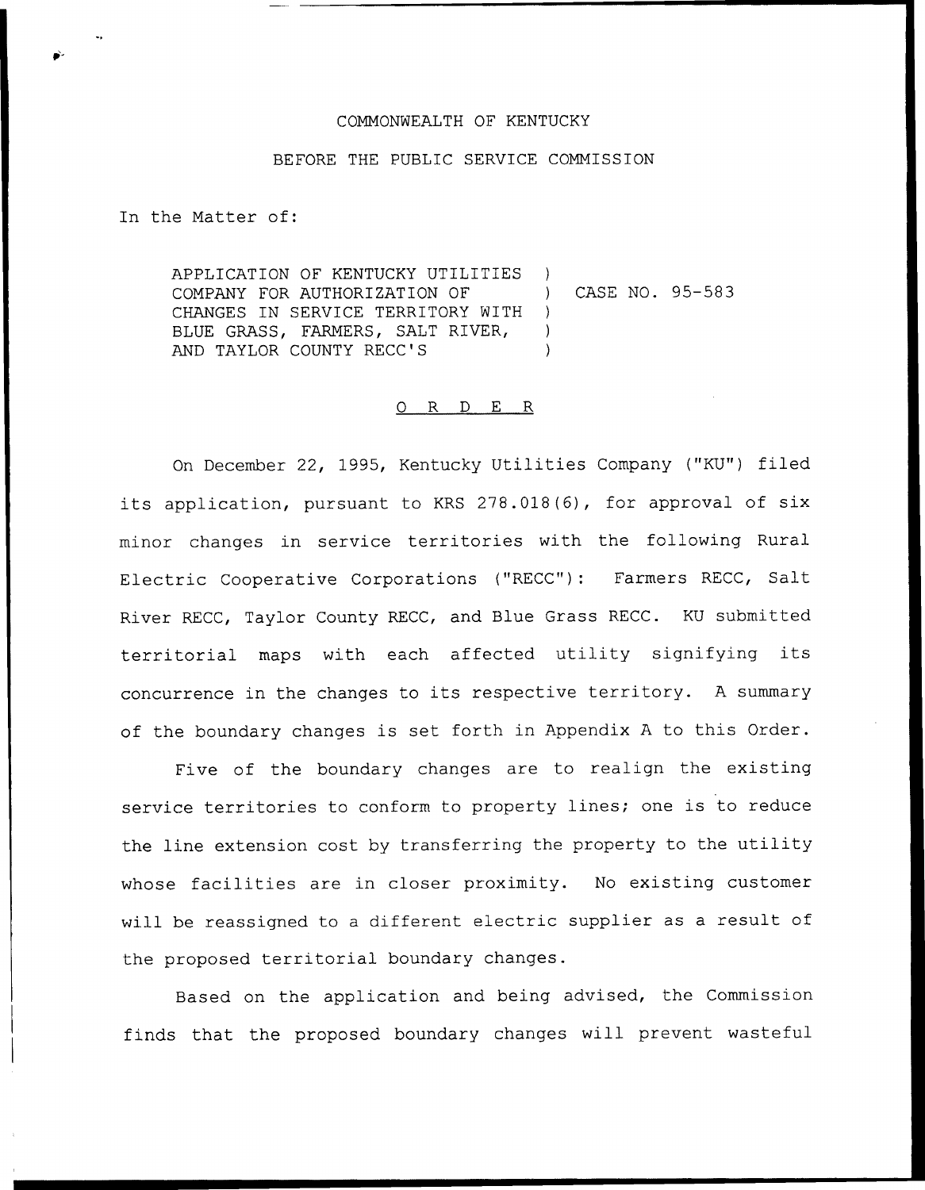COMMONWEALTH OF KENTUCKY

BEFORE THE PUBLIC SERVICE COMMISSION

In the Matter of:

APPLICATION OF KENTUCKY UTILITIES COMPANY FOR AUTHORIZATION OF CHANGES IN SERVICE TERRITORY WITH BLUE GRASS, FARMERS, SALT RIVER, AND TAYLOR COUNTY RECC'S ) CASE NO. 95-583

O R D E R

On December 22, 1995, Kentucky Utilities Company ("KU") filed its application, pursuant to KRS 278.018(6), for approval of six minor changes in service territories with the following Rural Electric Cooperative Corporations ("RECC"): Farmers RECC, Salt River RECC, Taylor County RECC, and Blue Grass RECC. KU submitted territorial maps with each affected utility signifying its concurrence in the changes to its respective territory. A summary of the boundary changes is set forth in Appendix A to this Order.

Five of the boundary changes are to realign the existing service territories to conform to property lines; one is to reduce the line extension cost by transferring the property to the utility whose facilities are in closer proximity. No existing customer will be reassigned to a different electric supplier as a result of the proposed territorial boundary changes.

Based on the application and being advised, the Commission finds that the proposed boundary changes will prevent wasteful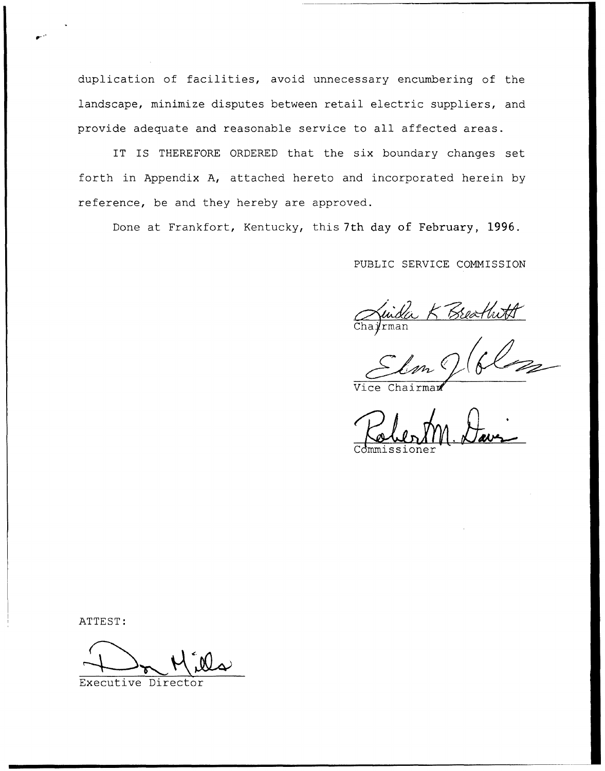duplication of facilities, avoid unnecessary encumbering of the landscape, minimize disputes between retail electric suppliers, and provide adequate and reasonable service to all affected areas.

IT IS THEREFORE ORDERED that the six boundary changes set forth in Appendix A, attached hereto and incorporated herein by reference, be and they hereby are approved.

Done at Frankfort, Kentucky, this 7th day of February, 1996.

PUBLIC SERVICE COMMISSION

Linda K Breathitt
Chairman

Vice Chairman

Robert M. Davis
Commissioner

ATTEST:

Don Mills
Executive Director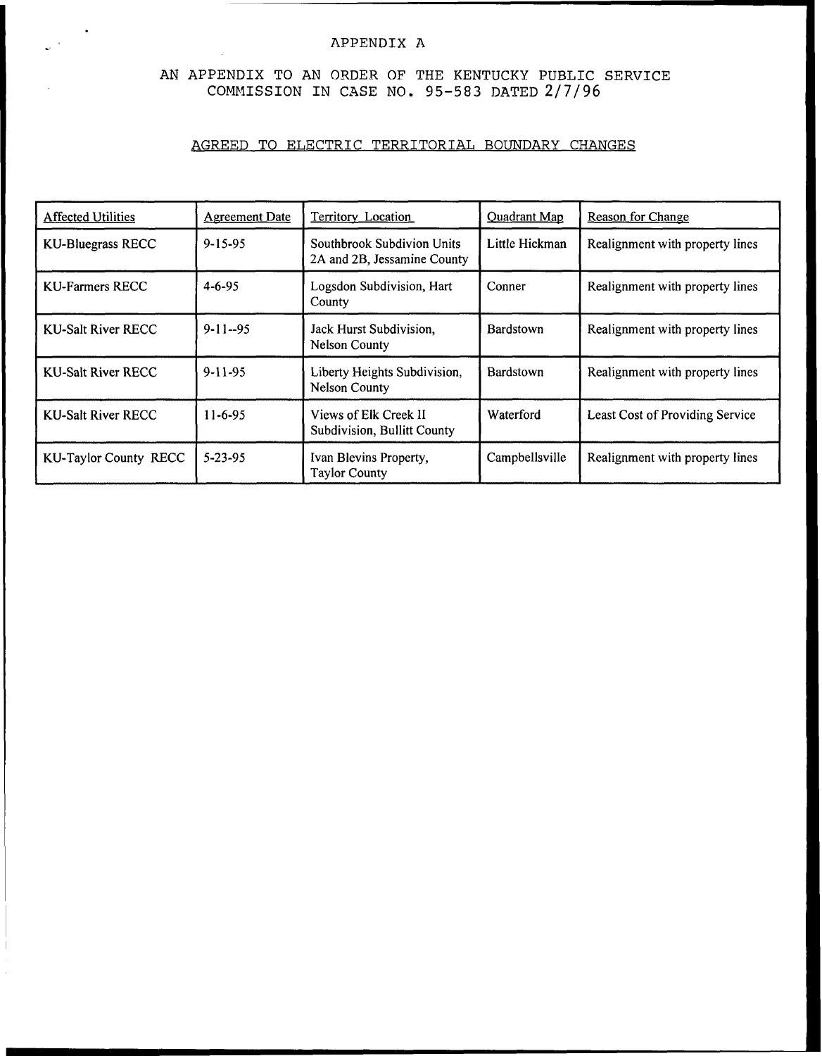APPENDIX A

AN APPENDIX TO AN ORDER OF THE KENTUCKY PUBLIC SERVICE COMMISSION IN CASE NO. 95-583 DATED 2/7/96

AGREED TO ELECTRIC TERRITORIAL BOUNDARY CHANGES

| Affected Utilities | Agreement Date | Territory Location | Quadrant Map | Reason for Change |
|---|---|---|---|---|
| KU-Bluegrass RECC | 9-15-95 | Southbrook Subdivion Units 2A and 2B, Jessamine County | Little Hickman | Realignment with property lines |
| KU-Farmers RECC | 4-6-95 | Logsdon Subdivision, Hart County | Conner | Realignment with property lines |
| KU-Salt River RECC | 9-11--95 | Jack Hurst Subdivision, Nelson County | Bardstown | Realignment with property lines |
| KU-Salt River RECC | 9-11-95 | Liberty Heights Subdivision, Nelson County | Bardstown | Realignment with property lines |
| KU-Salt River RECC | 11-6-95 | Views of Elk Creek II Subdivision, Bullitt County | Waterford | Least Cost of Providing Service |
| KU-Taylor County RECC | 5-23-95 | Ivan Blevins Property, Taylor County | Campbellsville | Realignment with property lines |